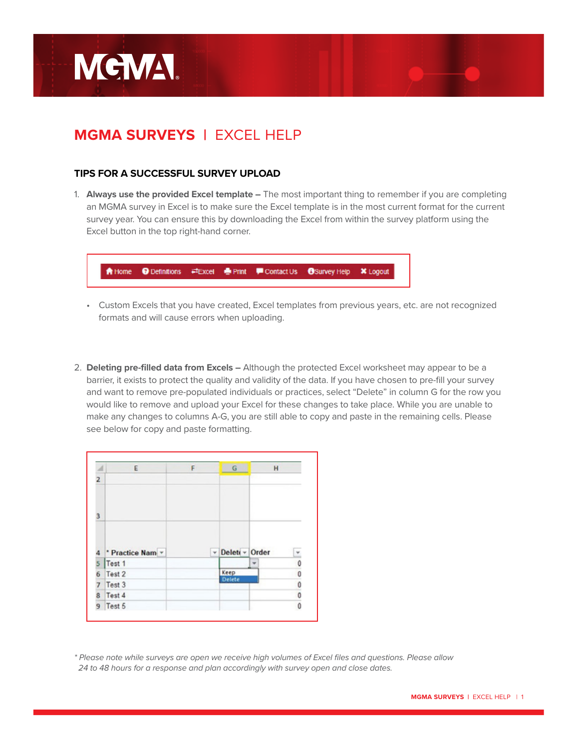# MGMA SURVEYS | EXCEL HELP

## TIPS FOR A SUCCESSFUL SURVEY UPLOAD

1. **Always use the provided Excel template –** The most important thing to remember if you are completing an MGMA survey in Excel is to make sure the Excel template is in the most current format for the current survey year. You can ensure this by downloading the Excel from within the survey platform using the Excel button in the top right-hand corner.

   - Custom Excels that you have created, Excel templates from previous years, etc. are not recognized formats and will cause errors when uploading.

2. **Deleting pre-filled data from Excels –** Although the protected Excel worksheet may appear to be a barrier, it exists to protect the quality and validity of the data. If you have chosen to pre-fill your survey and want to remove pre-populated individuals or practices, select "Delete" in column G for the row you would like to remove and upload your Excel for these changes to take place. While you are unable to make any changes to columns A-G, you are still able to copy and paste in the remaining cells. Please see below for copy and paste formatting.

*\* Please note while surveys are open we receive high volumes of Excel files and questions. Please allow 24 to 48 hours for a response and plan accordingly with survey open and close dates.*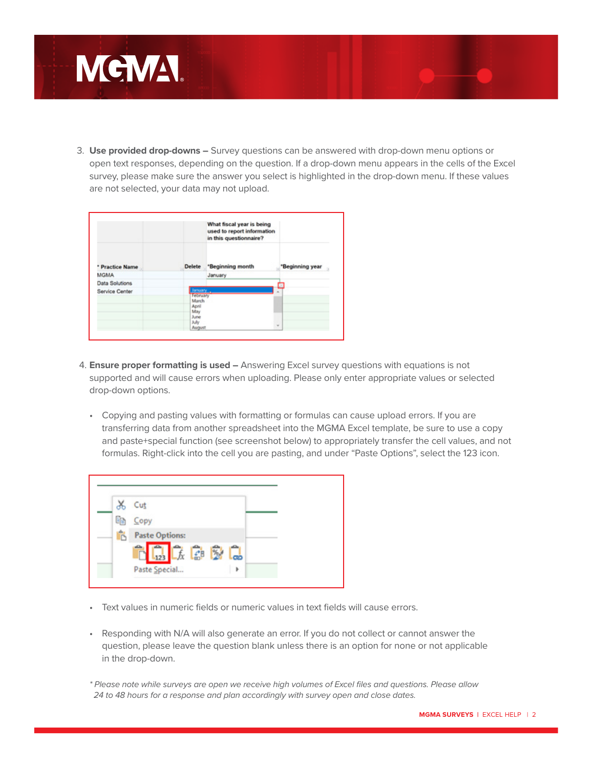3. **Use provided drop-downs –** Survey questions can be answered with drop-down menu options or open text responses, depending on the question. If a drop-down menu appears in the cells of the Excel survey, please make sure the answer you select is highlighted in the drop-down menu. If these values are not selected, your data may not upload.

4. **Ensure proper formatting is used –** Answering Excel survey questions with equations is not supported and will cause errors when uploading. Please only enter appropriate values or selected drop-down options.

    - Copying and pasting values with formatting or formulas can cause upload errors. If you are transferring data from another spreadsheet into the MGMA Excel template, be sure to use a copy and paste+special function (see screenshot below) to appropriately transfer the cell values, and not formulas. Right-click into the cell you are pasting, and under "Paste Options", select the 123 icon.

    - Text values in numeric fields or numeric values in text fields will cause errors.

    - Responding with N/A will also generate an error. If you do not collect or cannot answer the question, please leave the question blank unless there is an option for none or not applicable in the drop-down.

*\* Please note while surveys are open we receive high volumes of Excel files and questions. Please allow 24 to 48 hours for a response and plan accordingly with survey open and close dates.*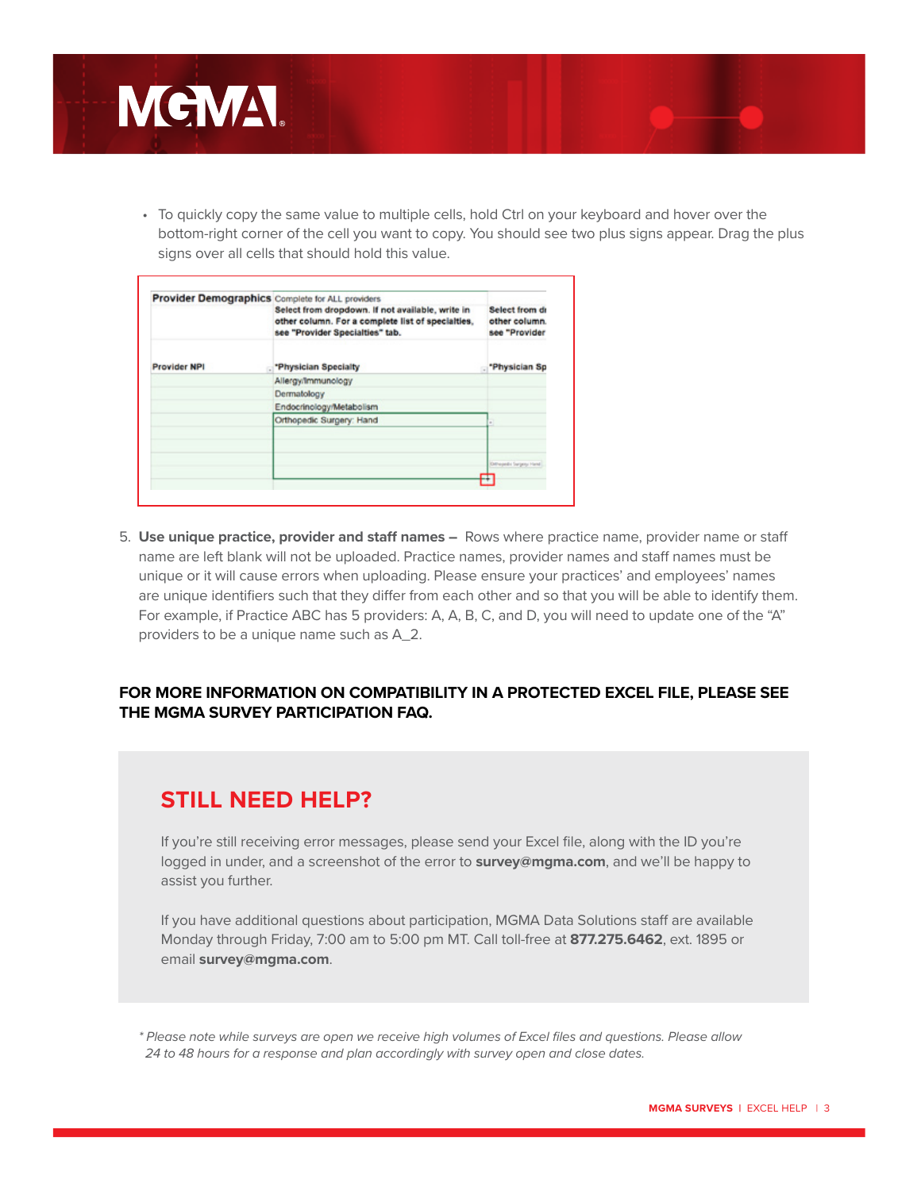- To quickly copy the same value to multiple cells, hold Ctrl on your keyboard and hover over the bottom-right corner of the cell you want to copy. You should see two plus signs appear. Drag the plus signs over all cells that should hold this value.

5. **Use unique practice, provider and staff names –** Rows where practice name, provider name or staff name are left blank will not be uploaded. Practice names, provider names and staff names must be unique or it will cause errors when uploading. Please ensure your practices' and employees' names are unique identifiers such that they differ from each other and so that you will be able to identify them. For example, if Practice ABC has 5 providers: A, A, B, C, and D, you will need to update one of the "A" providers to be a unique name such as A_2.

**FOR MORE INFORMATION ON COMPATIBILITY IN A PROTECTED EXCEL FILE, PLEASE SEE THE MGMA SURVEY PARTICIPATION FAQ.**

## STILL NEED HELP?

If you're still receiving error messages, please send your Excel file, along with the ID you're logged in under, and a screenshot of the error to **survey@mgma.com**, and we'll be happy to assist you further.

If you have additional questions about participation, MGMA Data Solutions staff are available Monday through Friday, 7:00 am to 5:00 pm MT. Call toll-free at **877.275.6462**, ext. 1895 or email **survey@mgma.com**.

*\* Please note while surveys are open we receive high volumes of Excel files and questions. Please allow 24 to 48 hours for a response and plan accordingly with survey open and close dates.*